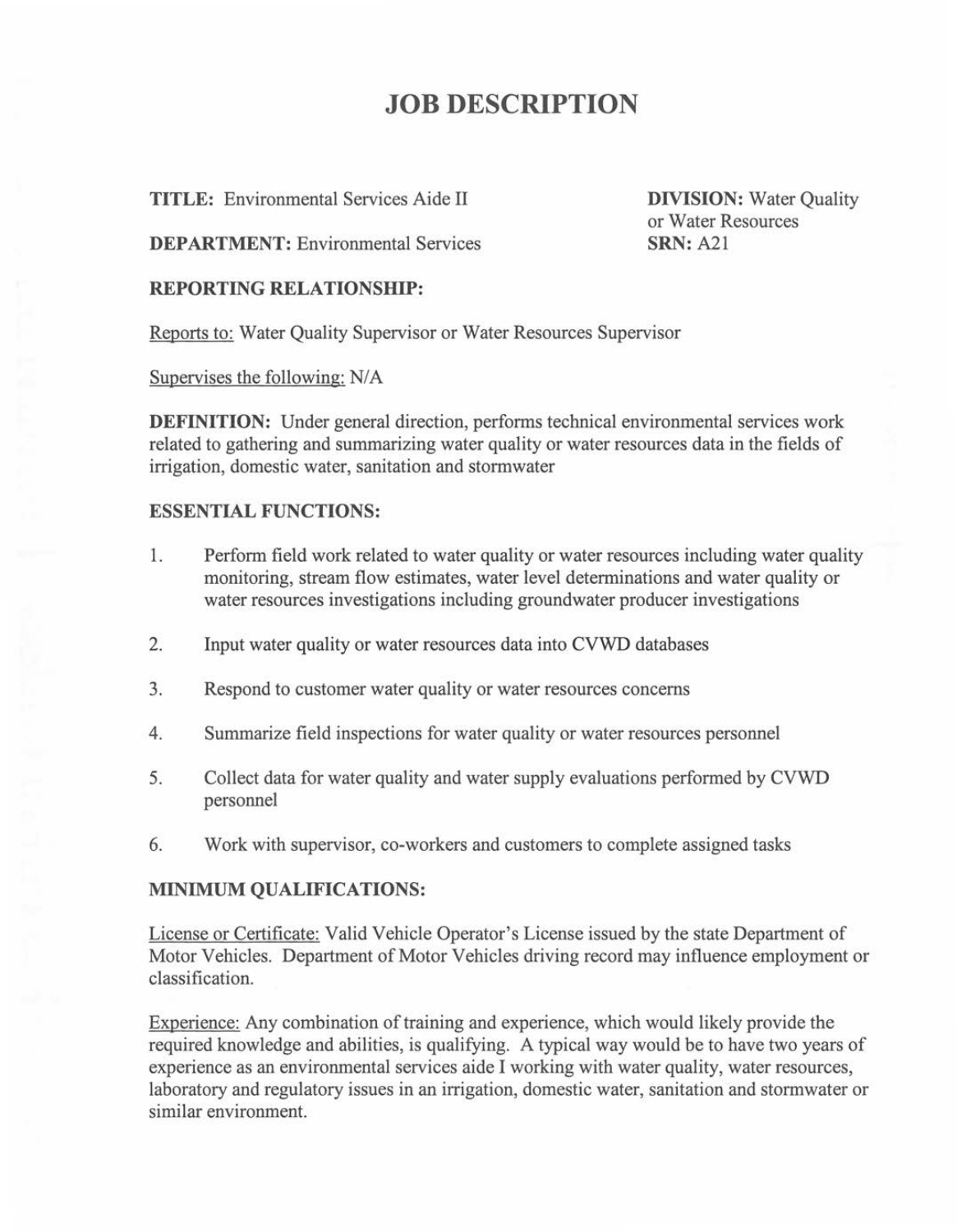# JOB DESCRIPTION

**TITLE:** Environmental Services Aide II

**DIVISION:** Water Quality or Water Resources

**DEPARTMENT:** Environmental Services

**SRN:** A21

**REPORTING RELATIONSHIP:**

Reports to: Water Quality Supervisor or Water Resources Supervisor

Supervises the following: N/A

**DEFINITION:** Under general direction, performs technical environmental services work related to gathering and summarizing water quality or water resources data in the fields of irrigation, domestic water, sanitation and stormwater

**ESSENTIAL FUNCTIONS:**

1. Perform field work related to water quality or water resources including water quality monitoring, stream flow estimates, water level determinations and water quality or water resources investigations including groundwater producer investigations
2. Input water quality or water resources data into CVWD databases
3. Respond to customer water quality or water resources concerns
4. Summarize field inspections for water quality or water resources personnel
5. Collect data for water quality and water supply evaluations performed by CVWD personnel
6. Work with supervisor, co-workers and customers to complete assigned tasks

**MINIMUM QUALIFICATIONS:**

License or Certificate: Valid Vehicle Operator's License issued by the state Department of Motor Vehicles. Department of Motor Vehicles driving record may influence employment or classification.

Experience: Any combination of training and experience, which would likely provide the required knowledge and abilities, is qualifying. A typical way would be to have two years of experience as an environmental services aide I working with water quality, water resources, laboratory and regulatory issues in an irrigation, domestic water, sanitation and stormwater or similar environment.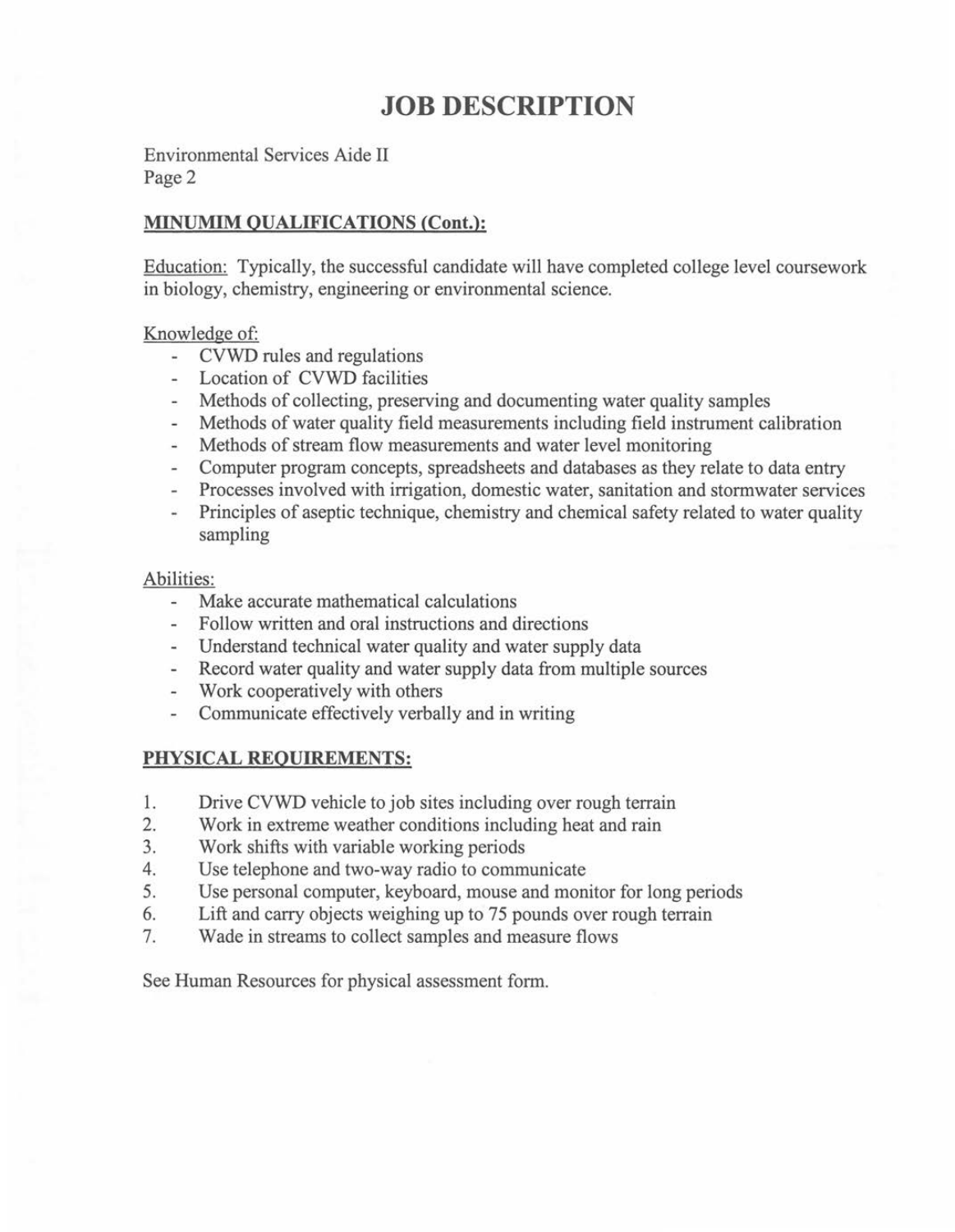# JOB DESCRIPTION

Environmental Services Aide II
Page 2

**MINUMIM QUALIFICATIONS (Cont.):**

Education: Typically, the successful candidate will have completed college level coursework in biology, chemistry, engineering or environmental science.

Knowledge of:

- CVWD rules and regulations
- Location of CVWD facilities
- Methods of collecting, preserving and documenting water quality samples
- Methods of water quality field measurements including field instrument calibration
- Methods of stream flow measurements and water level monitoring
- Computer program concepts, spreadsheets and databases as they relate to data entry
- Processes involved with irrigation, domestic water, sanitation and stormwater services
- Principles of aseptic technique, chemistry and chemical safety related to water quality sampling

Abilities:

- Make accurate mathematical calculations
- Follow written and oral instructions and directions
- Understand technical water quality and water supply data
- Record water quality and water supply data from multiple sources
- Work cooperatively with others
- Communicate effectively verbally and in writing

**PHYSICAL REQUIREMENTS:**

1. Drive CVWD vehicle to job sites including over rough terrain
2. Work in extreme weather conditions including heat and rain
3. Work shifts with variable working periods
4. Use telephone and two-way radio to communicate
5. Use personal computer, keyboard, mouse and monitor for long periods
6. Lift and carry objects weighing up to 75 pounds over rough terrain
7. Wade in streams to collect samples and measure flows

See Human Resources for physical assessment form.